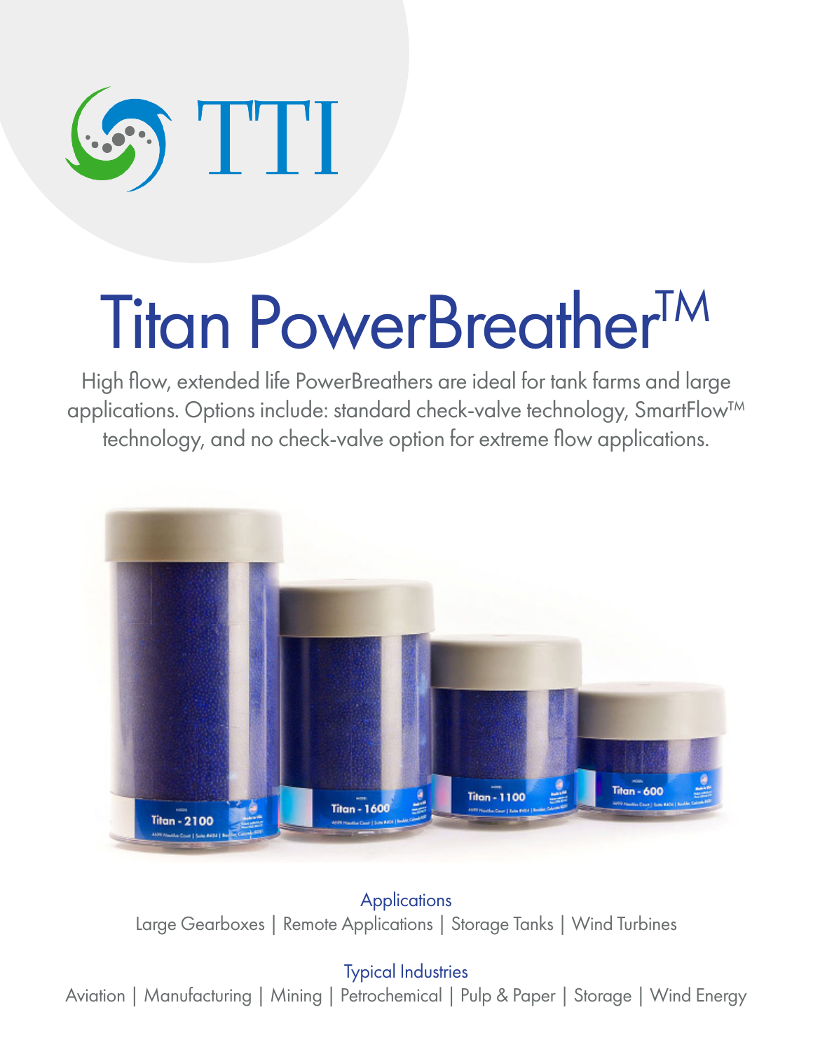TTI

# Titan PowerBreather™

High flow, extended life PowerBreathers are ideal for tank farms and large applications. Options include: standard check-valve technology, SmartFlow™ technology, and no check-valve option for extreme flow applications.

Applications

Large Gearboxes | Remote Applications | Storage Tanks | Wind Turbines

Typical Industries

Aviation | Manufacturing | Mining | Petrochemical | Pulp & Paper | Storage | Wind Energy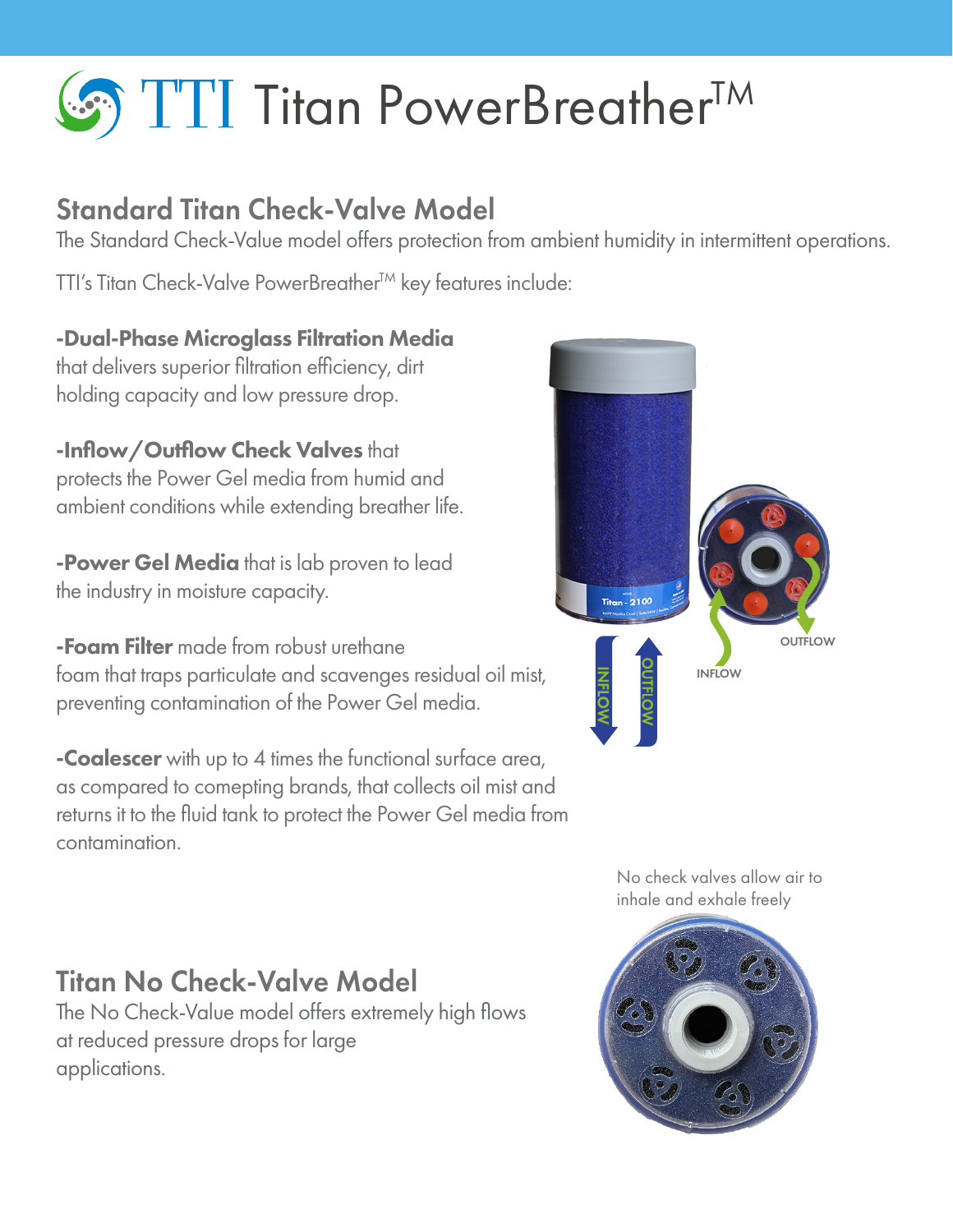# TTI Titan PowerBreather™

## Standard Titan Check-Valve Model

The Standard Check-Value model offers protection from ambient humidity in intermittent operations.

TTI's Titan Check-Valve PowerBreather™ key features include:

**-Dual-Phase Microglass Filtration Media** that delivers superior filtration efficiency, dirt holding capacity and low pressure drop.

**-Inflow/Outflow Check Valves** that protects the Power Gel media from humid and ambient conditions while extending breather life.

**-Power Gel Media** that is lab proven to lead the industry in moisture capacity.

**-Foam Filter** made from robust urethane foam that traps particulate and scavenges residual oil mist, preventing contamination of the Power Gel media.

**-Coalescer** with up to 4 times the functional surface area, as compared to comepting brands, that collects oil mist and returns it to the fluid tank to protect the Power Gel media from contamination.

INFLOW OUTFLOW

INFLOW OUTFLOW

No check valves allow air to inhale and exhale freely

## Titan No Check-Valve Model

The No Check-Value model offers extremely high flows at reduced pressure drops for large applications.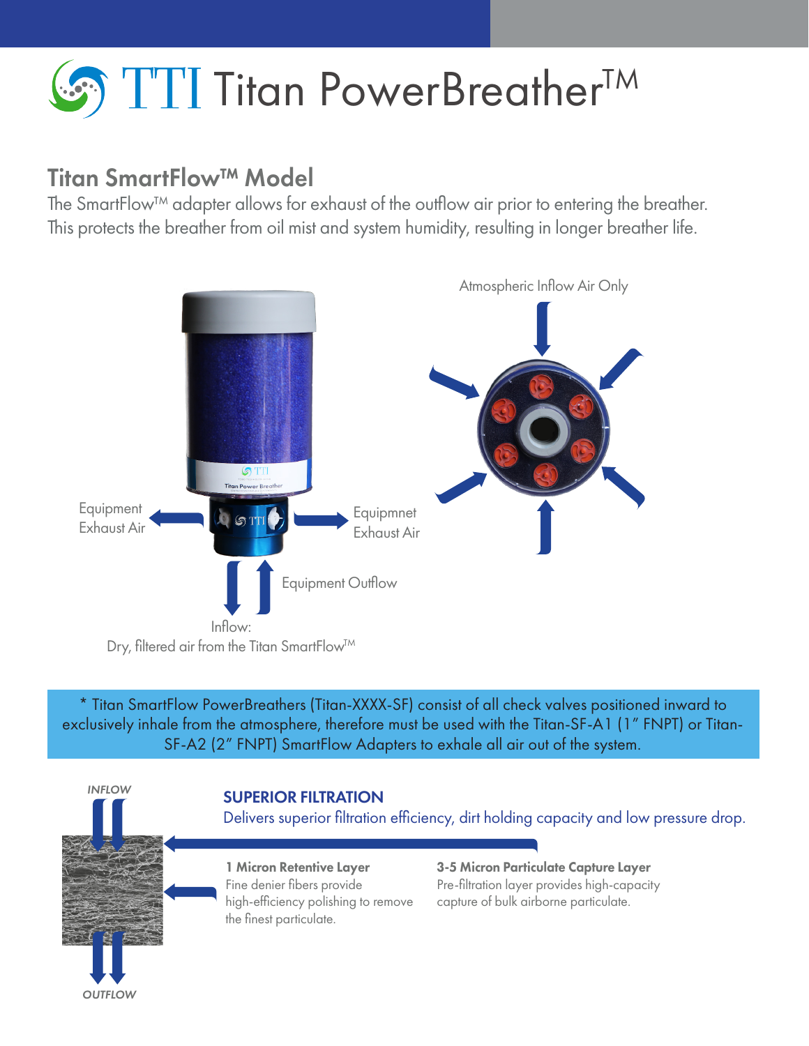# TTI Titan PowerBreather™

## Titan SmartFlow™ Model

The SmartFlow™ adapter allows for exhaust of the outflow air prior to entering the breather. This protects the breather from oil mist and system humidity, resulting in longer breather life.

Atmospheric Inflow Air Only

Equipment Exhaust Air

Equipmnet Exhaust Air

Equipment Outflow

Inflow:
Dry, filtered air from the Titan SmartFlow™

* Titan SmartFlow PowerBreathers (Titan-XXXX-SF) consist of all check valves positioned inward to exclusively inhale from the atmosphere, therefore must be used with the Titan-SF-A1 (1" FNPT) or Titan-SF-A2 (2" FNPT) SmartFlow Adapters to exhale all air out of the system.

*INFLOW*

*OUTFLOW*

### SUPERIOR FILTRATION

Delivers superior filtration efficiency, dirt holding capacity and low pressure drop.

**1 Micron Retentive Layer**
Fine denier fibers provide high-efficiency polishing to remove the finest particulate.

**3-5 Micron Particulate Capture Layer**
Pre-filtration layer provides high-capacity capture of bulk airborne particulate.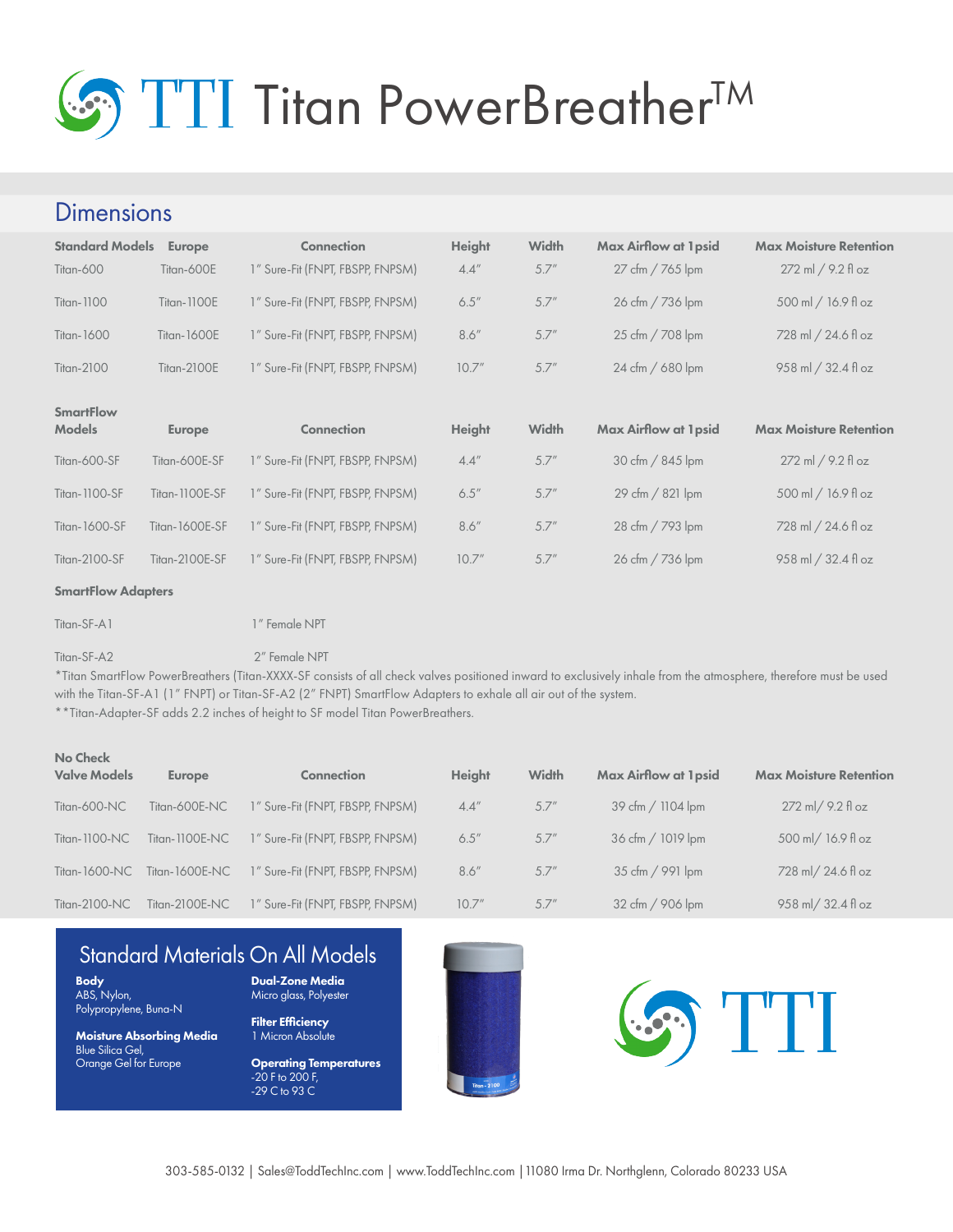# TTI Titan PowerBreather™

## Dimensions

| Standard Models | Europe | Connection | Height | Width | Max Airflow at 1psid | Max Moisture Retention |
|---|---|---|---|---|---|---|
| Titan-600 | Titan-600E | 1″ Sure-Fit (FNPT, FBSPP, FNPSM) | 4.4″ | 5.7″ | 27 cfm / 765 lpm | 272 ml / 9.2 fl oz |
| Titan-1100 | Titan-1100E | 1″ Sure-Fit (FNPT, FBSPP, FNPSM) | 6.5″ | 5.7″ | 26 cfm / 736 lpm | 500 ml / 16.9 fl oz |
| Titan-1600 | Titan-1600E | 1″ Sure-Fit (FNPT, FBSPP, FNPSM) | 8.6″ | 5.7″ | 25 cfm / 708 lpm | 728 ml / 24.6 fl oz |
| Titan-2100 | Titan-2100E | 1″ Sure-Fit (FNPT, FBSPP, FNPSM) | 10.7″ | 5.7″ | 24 cfm / 680 lpm | 958 ml / 32.4 fl oz |

| SmartFlow Models | Europe | Connection | Height | Width | Max Airflow at 1psid | Max Moisture Retention |
|---|---|---|---|---|---|---|
| Titan-600-SF | Titan-600E-SF | 1″ Sure-Fit (FNPT, FBSPP, FNPSM) | 4.4″ | 5.7″ | 30 cfm / 845 lpm | 272 ml / 9.2 fl oz |
| Titan-1100-SF | Titan-1100E-SF | 1″ Sure-Fit (FNPT, FBSPP, FNPSM) | 6.5″ | 5.7″ | 29 cfm / 821 lpm | 500 ml / 16.9 fl oz |
| Titan-1600-SF | Titan-1600E-SF | 1″ Sure-Fit (FNPT, FBSPP, FNPSM) | 8.6″ | 5.7″ | 28 cfm / 793 lpm | 728 ml / 24.6 fl oz |
| Titan-2100-SF | Titan-2100E-SF | 1″ Sure-Fit (FNPT, FBSPP, FNPSM) | 10.7″ | 5.7″ | 26 cfm / 736 lpm | 958 ml / 32.4 fl oz |

**SmartFlow Adapters**

| | |
|---|---|
| Titan-SF-A1 | 1″ Female NPT |
| Titan-SF-A2 | 2″ Female NPT |

*Titan SmartFlow PowerBreathers (Titan-XXXX-SF consists of all check valves positioned inward to exclusively inhale from the atmosphere, therefore must be used with the Titan-SF-A1 (1″ FNPT) or Titan-SF-A2 (2″ FNPT) SmartFlow Adapters to exhale all air out of the system.

**Titan-Adapter-SF adds 2.2 inches of height to SF model Titan PowerBreathers.

| No Check Valve Models | Europe | Connection | Height | Width | Max Airflow at 1psid | Max Moisture Retention |
|---|---|---|---|---|---|---|
| Titan-600-NC | Titan-600E-NC | 1″ Sure-Fit (FNPT, FBSPP, FNPSM) | 4.4″ | 5.7″ | 39 cfm / 1104 lpm | 272 ml/ 9.2 fl oz |
| Titan-1100-NC | Titan-1100E-NC | 1″ Sure-Fit (FNPT, FBSPP, FNPSM) | 6.5″ | 5.7″ | 36 cfm / 1019 lpm | 500 ml/ 16.9 fl oz |
| Titan-1600-NC | Titan-1600E-NC | 1″ Sure-Fit (FNPT, FBSPP, FNPSM) | 8.6″ | 5.7″ | 35 cfm / 991 lpm | 728 ml/ 24.6 fl oz |
| Titan-2100-NC | Titan-2100E-NC | 1″ Sure-Fit (FNPT, FBSPP, FNPSM) | 10.7″ | 5.7″ | 32 cfm / 906 lpm | 958 ml/ 32.4 fl oz |

## Standard Materials On All Models

**Body**
ABS, Nylon, Polypropylene, Buna-N

**Moisture Absorbing Media**
Blue Silica Gel, Orange Gel for Europe

**Dual-Zone Media**
Micro glass, Polyester

**Filter Efficiency**
1 Micron Absolute

**Operating Temperatures**
-20 F to 200 F,
-29 C to 93 C

TTI

303-585-0132 | Sales@ToddTechInc.com | www.ToddTechInc.com | 11080 Irma Dr. Northglenn, Colorado 80233 USA